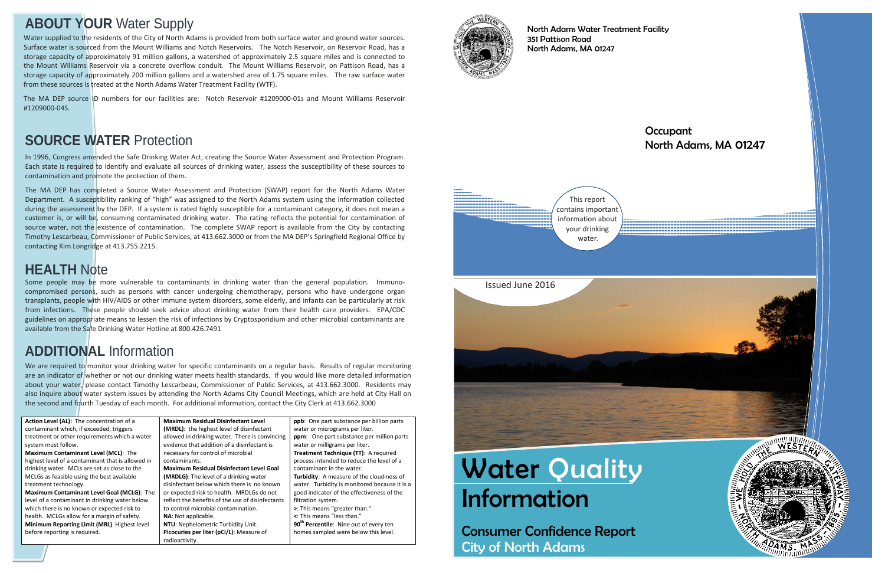## ABOUT YOUR Water Supply

Water supplied to the residents of the City of North Adams is provided from both surface water and ground water sources. Surface water is sourced from the Mount Williams and Notch Reservoirs. The Notch Reservoir, on Reservoir Road, has a storage capacity of approximately 91 million gallons, a watershed of approximately 2.5 square miles and is connected to the Mount Williams Reservoir via a concrete overflow conduit. The Mount Williams Reservoir, on Pattison Road, has a storage capacity of approximately 200 million gallons and a watershed area of 1.75 square miles. The raw surface water from these sources is treated at the North Adams Water Treatment Facility (WTF).

The MA DEP source ID numbers for our facilities are: Notch Reservoir #1209000-01s and Mount Williams Reservoir #1209000-04S.

## SOURCE WATER Protection

In 1996, Congress amended the Safe Drinking Water Act, creating the Source Water Assessment and Protection Program. Each state is required to identify and evaluate all sources of drinking water, assess the susceptibility of these sources to contamination and promote the protection of them.

The MA DEP has completed a Source Water Assessment and Protection (SWAP) report for the North Adams Water Department. A susceptibility ranking of "high" was assigned to the North Adams system using the information collected during the assessment by the DEP. If a system is rated highly susceptible for a contaminant category, it does not mean a customer is, or will be, consuming contaminated drinking water. The rating reflects the potential for contamination of source water, not the existence of contamination. The complete SWAP report is available from the City by contacting Timothy Lescarbeau, Commissioner of Public Services, at 413.662.3000 or from the MA DEP's Springfield Regional Office by contacting Kim Longridge at 413.755.2215.

## HEALTH Note

Some people may be more vulnerable to contaminants in drinking water than the general population. Immuno-compromised persons, such as persons with cancer undergoing chemotherapy, persons who have undergone organ transplants, people with HIV/AIDS or other immune system disorders, some elderly, and infants can be particularly at risk from infections. These people should seek advice about drinking water from their health care providers. EPA/CDC guidelines on appropriate means to lessen the risk of infections by Cryptosporidium and other microbial contaminants are available from the Safe Drinking Water Hotline at 800.426.7491

## ADDITIONAL Information

We are required to monitor your drinking water for specific contaminants on a regular basis. Results of regular monitoring are an indicator of whether or not our drinking water meets health standards. If you would like more detailed information about your water, please contact Timothy Lescarbeau, Commissioner of Public Services, at 413.662.3000. Residents may also inquire about water system issues by attending the North Adams City Council Meetings, which are held at City Hall on the second and fourth Tuesday of each month. For additional information, contact the City Clerk at 413.662.3000

**Action Level (AL):** The concentration of a contaminant which, if exceeded, triggers treatment or other requirements which a water system must follow.
**Maximum Contaminant Level (MCL)**: The highest level of a contaminant that is allowed in drinking water. MCLs are set as close to the MCLGs as feasible using the best available treatment technology.
**Maximum Contaminant Level Goal (MCLG)**: The level of a contaminant in drinking water below which there is no known or expected risk to health. MCLGs allow for a margin of safety.
**Minimum Reporting Limit (MRL)** Highest level before reporting is required.
**Maximum Residual Disinfectant Level (MRDL)**: the highest level of disinfectant allowed in drinking water. There is convincing evidence that addition of a disinfectant is necessary for control of microbial contaminants.
**Maximum Residual Disinfectant Level Goal (MRDLG)**: The level of a drinking water disinfectant below which there is no known or expected risk to health. MRDLGs do not reflect the benefits of the use of disinfectants to control microbial contamination.
**NA**: Not applicable.
**NTU**: Nephelometric Turbidity Unit.
**Picocuries per liter (pCi/L)**: Measure of radioactivity.
**ppb**: One part substance per billion parts water or micrograms per liter.
**ppm**: One part substance per million parts water or milligrams per liter.
**Treatment Technique (TT)**: A required process intended to reduce the level of a contaminant in the water.
**Turbidity**: A measure of the cloudiness of water. Turbidity is monitored because it is a good indicator of the effectiveness of the filtration system.
**>**: This means "greater than."
**<**: This means "less than."
**90th Percentile**: Nine out of every ten homes sampled were below this level.

North Adams Water Treatment Facility
351 Pattison Road
North Adams, MA 01247

Occupant
North Adams, MA 01247

This report contains important information about your drinking water.

Issued June 2016

# Water Quality Information

## Consumer Confidence Report
## City of North Adams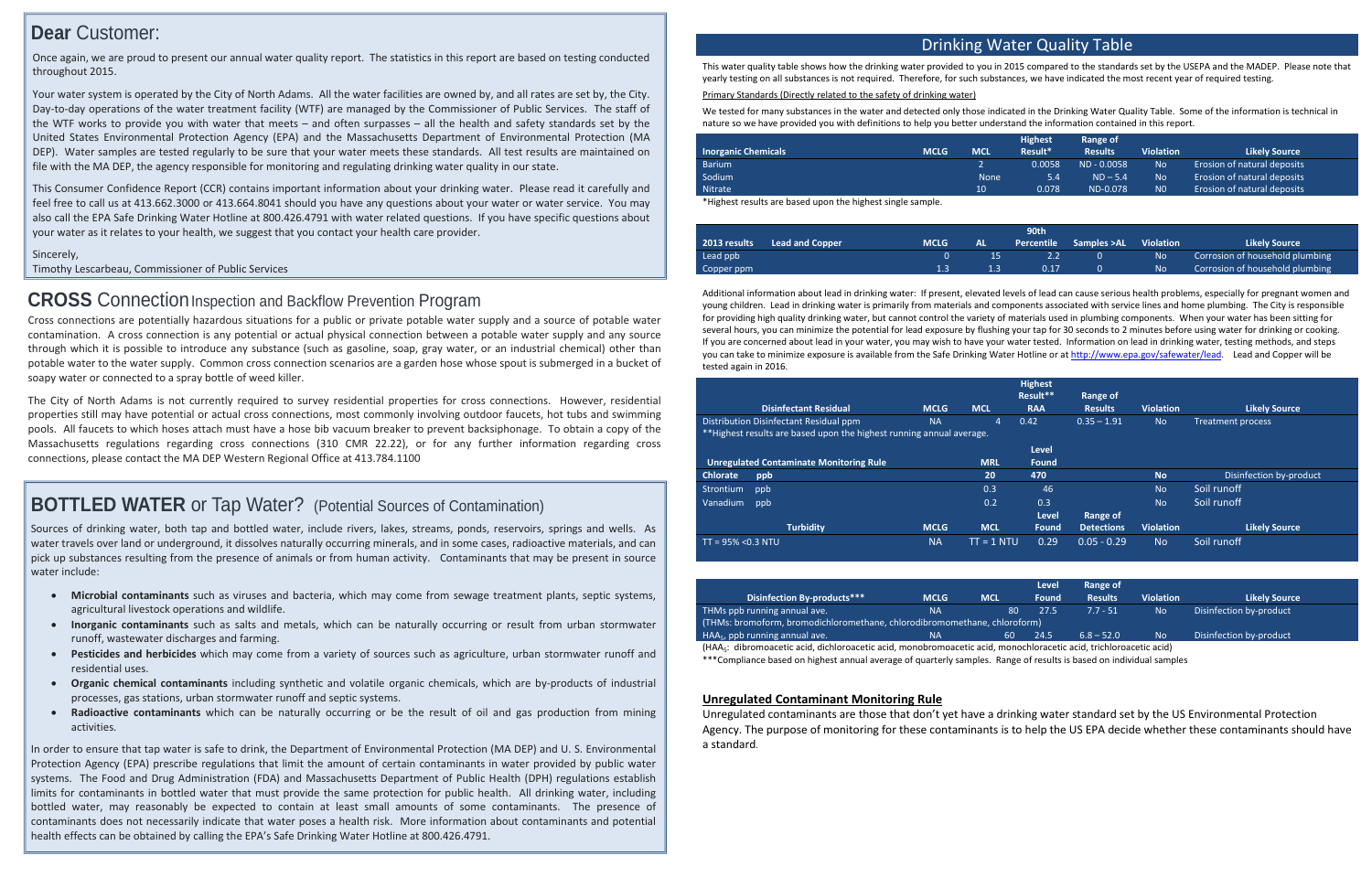# **Dear** Customer:

Once again, we are proud to present our annual water quality report. The statistics in this report are based on testing conducted throughout 2015.

Your water system is operated by the City of North Adams. All the water facilities are owned by, and all rates are set by, the City. Day-to-day operations of the water treatment facility (WTF) are managed by the Commissioner of Public Services. The staff of the WTF works to provide you with water that meets – and often surpasses – all the health and safety standards set by the United States Environmental Protection Agency (EPA) and the Massachusetts Department of Environmental Protection (MA DEP). Water samples are tested regularly to be sure that your water meets these standards. All test results are maintained on file with the MA DEP, the agency responsible for monitoring and regulating drinking water quality in our state.

This Consumer Confidence Report (CCR) contains important information about your drinking water. Please read it carefully and feel free to call us at 413.662.3000 or 413.664.8041 should you have any questions about your water or water service. You may also call the EPA Safe Drinking Water Hotline at 800.426.4791 with water related questions. If you have specific questions about your water as it relates to your health, we suggest that you contact your health care provider.

Sincerely,

Timothy Lescarbeau, Commissioner of Public Services

# **CROSS** Connection Inspection and Backflow Prevention Program

Cross connections are potentially hazardous situations for a public or private potable water supply and a source of potable water contamination. A cross connection is any potential or actual physical connection between a potable water supply and any source through which it is possible to introduce any substance (such as gasoline, soap, gray water, or an industrial chemical) other than potable water to the water supply. Common cross connection scenarios are a garden hose whose spout is submerged in a bucket of soapy water or connected to a spray bottle of weed killer.

The City of North Adams is not currently required to survey residential properties for cross connections. However, residential properties still may have potential or actual cross connections, most commonly involving outdoor faucets, hot tubs and swimming pools. All faucets to which hoses attach must have a hose bib vacuum breaker to prevent backsiphonage. To obtain a copy of the Massachusetts regulations regarding cross connections (310 CMR 22.22), or for any further information regarding cross connections, please contact the MA DEP Western Regional Office at 413.784.1100

# **BOTTLED WATER** or Tap Water? (Potential Sources of Contamination)

Sources of drinking water, both tap and bottled water, include rivers, lakes, streams, ponds, reservoirs, springs and wells. As water travels over land or underground, it dissolves naturally occurring minerals, and in some cases, radioactive materials, and can pick up substances resulting from the presence of animals or from human activity. Contaminants that may be present in source water include:

- **Microbial contaminants** such as viruses and bacteria, which may come from sewage treatment plants, septic systems, agricultural livestock operations and wildlife.
- **Inorganic contaminants** such as salts and metals, which can be naturally occurring or result from urban stormwater runoff, wastewater discharges and farming.
- **Pesticides and herbicides** which may come from a variety of sources such as agriculture, urban stormwater runoff and residential uses.
- **Organic chemical contaminants** including synthetic and volatile organic chemicals, which are by-products of industrial processes, gas stations, urban stormwater runoff and septic systems.
- **Radioactive contaminants** which can be naturally occurring or be the result of oil and gas production from mining activities.

In order to ensure that tap water is safe to drink, the Department of Environmental Protection (MA DEP) and U. S. Environmental Protection Agency (EPA) prescribe regulations that limit the amount of certain contaminants in water provided by public water systems. The Food and Drug Administration (FDA) and Massachusetts Department of Public Health (DPH) regulations establish limits for contaminants in bottled water that must provide the same protection for public health. All drinking water, including bottled water, may reasonably be expected to contain at least small amounts of some contaminants. The presence of contaminants does not necessarily indicate that water poses a health risk. More information about contaminants and potential health effects can be obtained by calling the EPA's Safe Drinking Water Hotline at 800.426.4791.

# Drinking Water Quality Table

This water quality table shows how the drinking water provided to you in 2015 compared to the standards set by the USEPA and the MADEP. Please note that yearly testing on all substances is not required. Therefore, for such substances, we have indicated the most recent year of required testing.

Primary Standards (Directly related to the safety of drinking water)

We tested for many substances in the water and detected only those indicated in the Drinking Water Quality Table. Some of the information is technical in nature so we have provided you with definitions to help you better understand the information contained in this report.

| Inorganic Chemicals | MCLG | MCL | Highest Result* | Range of Results | Violation | Likely Source |
|---|---|---|---|---|---|---|
| Barium | 2 | 2 | 0.0058 | ND - 0.0058 | No | Erosion of natural deposits |
| Sodium | | None | 5.4 | ND – 5.4 | No | Erosion of natural deposits |
| Nitrate | 10 | 10 | 0.078 | ND-0.078 | NO | Erosion of natural deposits |

*Highest results are based upon the highest single sample.

| 2013 results Lead and Copper | MCLG | AL | 90th Percentile | Samples >AL | Violation | Likely Source |
|---|---|---|---|---|---|---|
| Lead ppb | 0 | 15 | 2.2 | 0 | No | Corrosion of household plumbing |
| Copper ppm | 1.3 | 1.3 | 0.17 | 0 | No | Corrosion of household plumbing |

Additional information about lead in drinking water: If present, elevated levels of lead can cause serious health problems, especially for pregnant women and young children. Lead in drinking water is primarily from materials and components associated with service lines and home plumbing. The City is responsible for providing high quality drinking water, but cannot control the variety of materials used in plumbing components. When your water has been sitting for several hours, you can minimize the potential for lead exposure by flushing your tap for 30 seconds to 2 minutes before using water for drinking or cooking. If you are concerned about lead in your water, you may wish to have your water tested. Information on lead in drinking water, testing methods, and steps you can take to minimize exposure is available from the Safe Drinking Water Hotline or at http://www.epa.gov/safewater/lead. Lead and Copper will be tested again in 2016.

| Disinfectant Residual | MCLG | MCL | Highest Result** RAA | Range of Results | Violation | Likely Source |
|---|---|---|---|---|---|---|
| Distribution Disinfectant Residual ppm | NA | 4 | 0.42 | 0.35 – 1.91 | No | Treatment process |

**Highest results are based upon the highest running annual average.

| Unregulated Contaminate Monitoring Rule | | MRL | Level Found | Violation | Likely Source |
|---|---|---|---|---|---|
| Chlorate | ppb | 20 | 470 | No | Disinfection by-product |
| Strontium | ppb | 0.3 | 46 | No | Soil runoff |
| Vanadium | ppb | 0.2 | 0.3 | No | Soil runoff |

| Turbidity | MCLG | MCL | Level Found | Range of Detections | Violation | Likely Source |
|---|---|---|---|---|---|---|
| TT = 95% <0.3 NTU | NA | TT = 1 NTU | 0.29 | 0.05 - 0.29 | No | Soil runoff |

| Disinfection By-products*** | MCLG | MCL | Level Found | Range of Results | Violation | Likely Source |
|---|---|---|---|---|---|---|
| THMs ppb running annual ave. | NA | 80 | 27.5 | 7.7 - 51 | No | Disinfection by-product |
| (THMs: bromoform, bromodichloromethane, chlorodibromomethane, chloroform) | | | | | | |
| $HAA_5$, ppb running annual ave. | NA | 60 | 24.5 | 6.8 – 52.0 | No | Disinfection by-product |

($HAA_5$: dibromoacetic acid, dichloroacetic acid, monobromoacetic acid, monochloracetic acid, trichloroacetic acid)

***Compliance based on highest annual average of quarterly samples. Range of results is based on individual samples

## Unregulated Contaminant Monitoring Rule

Unregulated contaminants are those that don't yet have a drinking water standard set by the US Environmental Protection Agency. The purpose of monitoring for these contaminants is to help the US EPA decide whether these contaminants should have a standard.